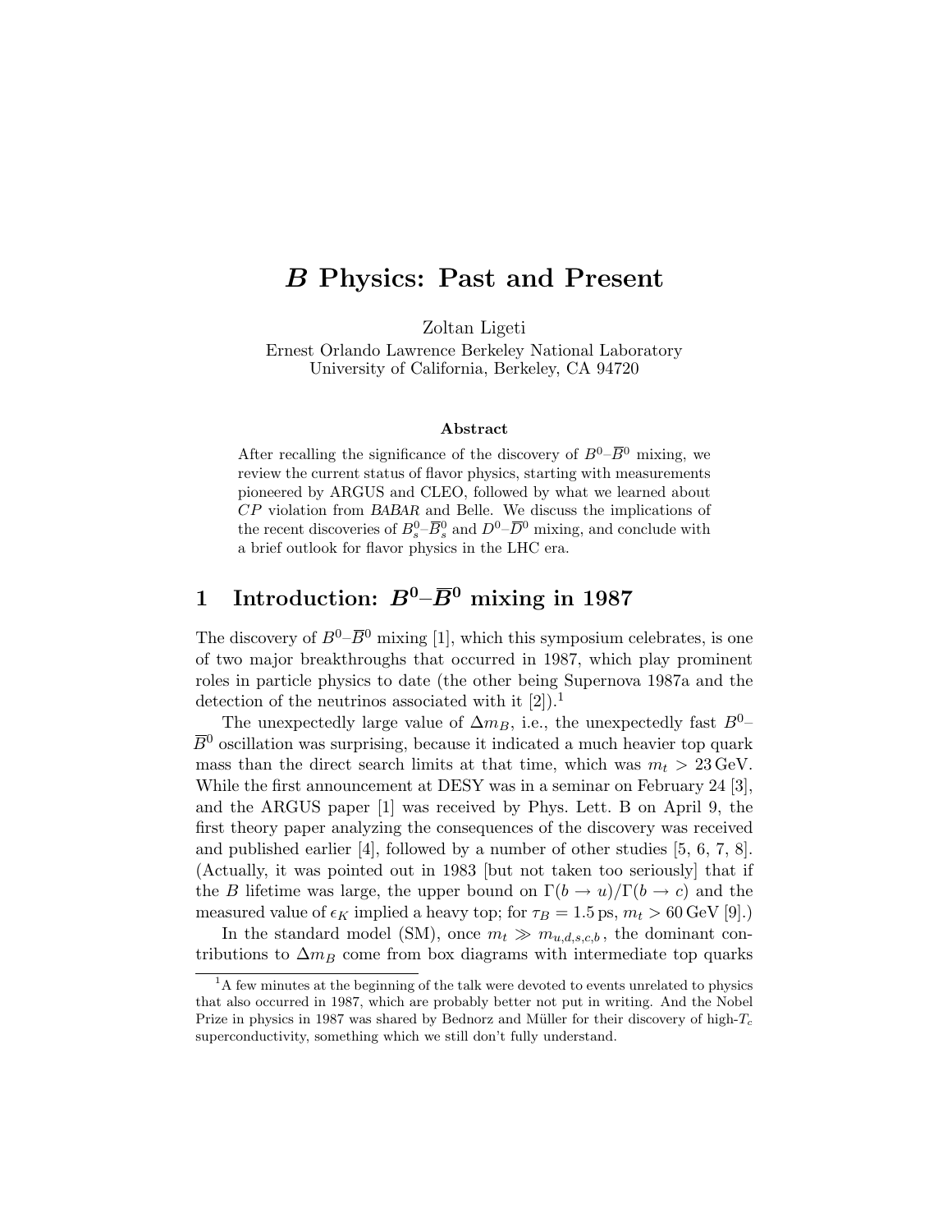# $B$ Physics: Past and Present

Zoltan Ligeti

Ernest Orlando Lawrence Berkeley National Laboratory
University of California, Berkeley, CA 94720

### Abstract

After recalling the significance of the discovery of $B^0$–$\overline{B}^0$ mixing, we review the current status of flavor physics, starting with measurements pioneered by ARGUS and CLEO, followed by what we learned about $CP$ violation from *BABAR* and Belle. We discuss the implications of the recent discoveries of $B_s^0$–$\overline{B}_s^0$ and $D^0$–$\overline{D}^0$ mixing, and conclude with a brief outlook for flavor physics in the LHC era.

## 1 Introduction: $B^0$–$\overline{B}^0$ mixing in 1987

The discovery of $B^0$–$\overline{B}^0$ mixing [1], which this symposium celebrates, is one of two major breakthroughs that occurred in 1987, which play prominent roles in particle physics to date (the other being Supernova 1987a and the detection of the neutrinos associated with it [2]).[1]

The unexpectedly large value of $\Delta m_B$, i.e., the unexpectedly fast $B^0$–$\overline{B}^0$ oscillation was surprising, because it indicated a much heavier top quark mass than the direct search limits at that time, which was $m_t > 23\,\text{GeV}$. While the first announcement at DESY was in a seminar on February 24 [3], and the ARGUS paper [1] was received by Phys. Lett. B on April 9, the first theory paper analyzing the consequences of the discovery was received and published earlier [4], followed by a number of other studies [5, 6, 7, 8]. (Actually, it was pointed out in 1983 [but not taken too seriously] that if the $B$ lifetime was large, the upper bound on $\Gamma(b \to u)/\Gamma(b \to c)$ and the measured value of $\epsilon_K$ implied a heavy top; for $\tau_B = 1.5\,\text{ps}$, $m_t > 60\,\text{GeV}$ [9].)

In the standard model (SM), once $m_t \gg m_{u,d,s,c,b}$, the dominant contributions to $\Delta m_B$ come from box diagrams with intermediate top quarks

---

[1] A few minutes at the beginning of the talk were devoted to events unrelated to physics that also occurred in 1987, which are probably better not put in writing. And the Nobel Prize in physics in 1987 was shared by Bednorz and Müller for their discovery of high-$T_c$ superconductivity, something which we still don't fully understand.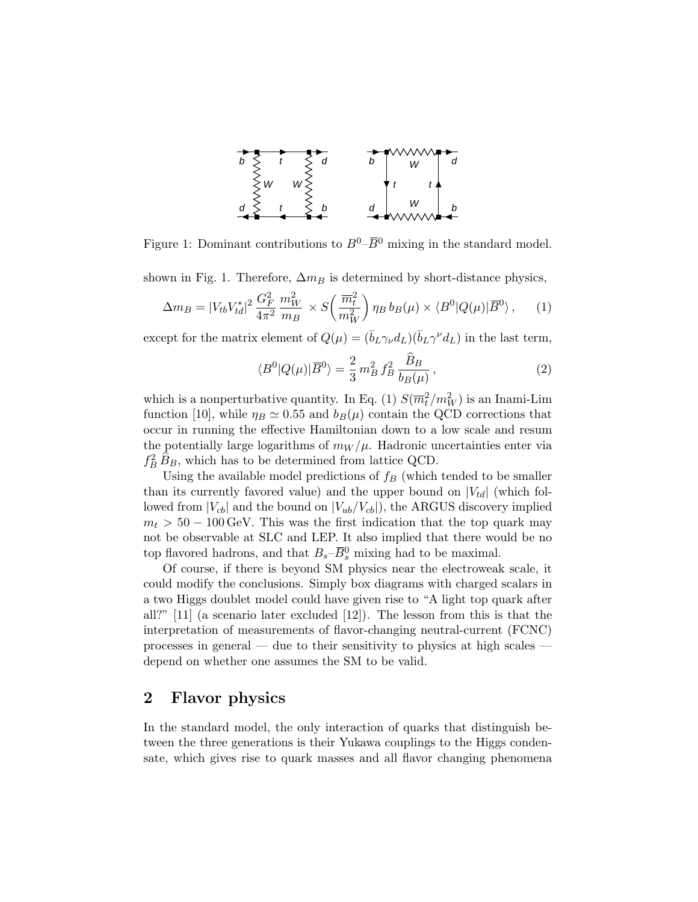Figure 1: Dominant contributions to $B^0$–$\overline{B}^0$ mixing in the standard model.

shown in Fig. 1. Therefore, $\Delta m_B$ is determined by short-distance physics,

$$\Delta m_B = |V_{tb}V_{td}^*|^2\, \frac{G_F^2}{4\pi^2}\, \frac{m_W^2}{m_B}\, \times S\bigg(\frac{\overline{m}_t^2}{m_W^2}\bigg)\, \eta_B\, b_B(\mu) \times \langle B^0|Q(\mu)|\overline{B}^0\rangle\,, \qquad (1)$$

except for the matrix element of $Q(\mu) = (\bar{b}_L\gamma_\nu d_L)(\bar{b}_L\gamma^\nu d_L)$ in the last term,

$$\langle B^0|Q(\mu)|\overline{B}^0\rangle = \frac{2}{3}\, m_B^2\, f_B^2\, \frac{\widehat{B}_B}{b_B(\mu)}\,, \qquad (2)$$

which is a nonperturbative quantity. In Eq. (1) $S(\overline{m}_t^2/m_W^2)$ is an Inami-Lim function [10], while $\eta_B \simeq 0.55$ and $b_B(\mu)$ contain the QCD corrections that occur in running the effective Hamiltonian down to a low scale and resum the potentially large logarithms of $m_W/\mu$. Hadronic uncertainties enter via $f_B^2\, \widehat{B}_B$, which has to be determined from lattice QCD.

Using the available model predictions of $f_B$ (which tended to be smaller than its currently favored value) and the upper bound on $|V_{td}|$ (which followed from $|V_{cb}|$ and the bound on $|V_{ub}/V_{cb}|$), the ARGUS discovery implied $m_t > 50 - 100\,\text{GeV}$. This was the first indication that the top quark may not be observable at SLC and LEP. It also implied that there would be no top flavored hadrons, and that $B_s$–$\overline{B}_s^0$ mixing had to be maximal.

Of course, if there is beyond SM physics near the electroweak scale, it could modify the conclusions. Simply box diagrams with charged scalars in a two Higgs doublet model could have given rise to "A light top quark after all?" [11] (a scenario later excluded [12]). The lesson from this is that the interpretation of measurements of flavor-changing neutral-current (FCNC) processes in general — due to their sensitivity to physics at high scales — depend on whether one assumes the SM to be valid.

## 2 Flavor physics

In the standard model, the only interaction of quarks that distinguish between the three generations is their Yukawa couplings to the Higgs condensate, which gives rise to quark masses and all flavor changing phenomena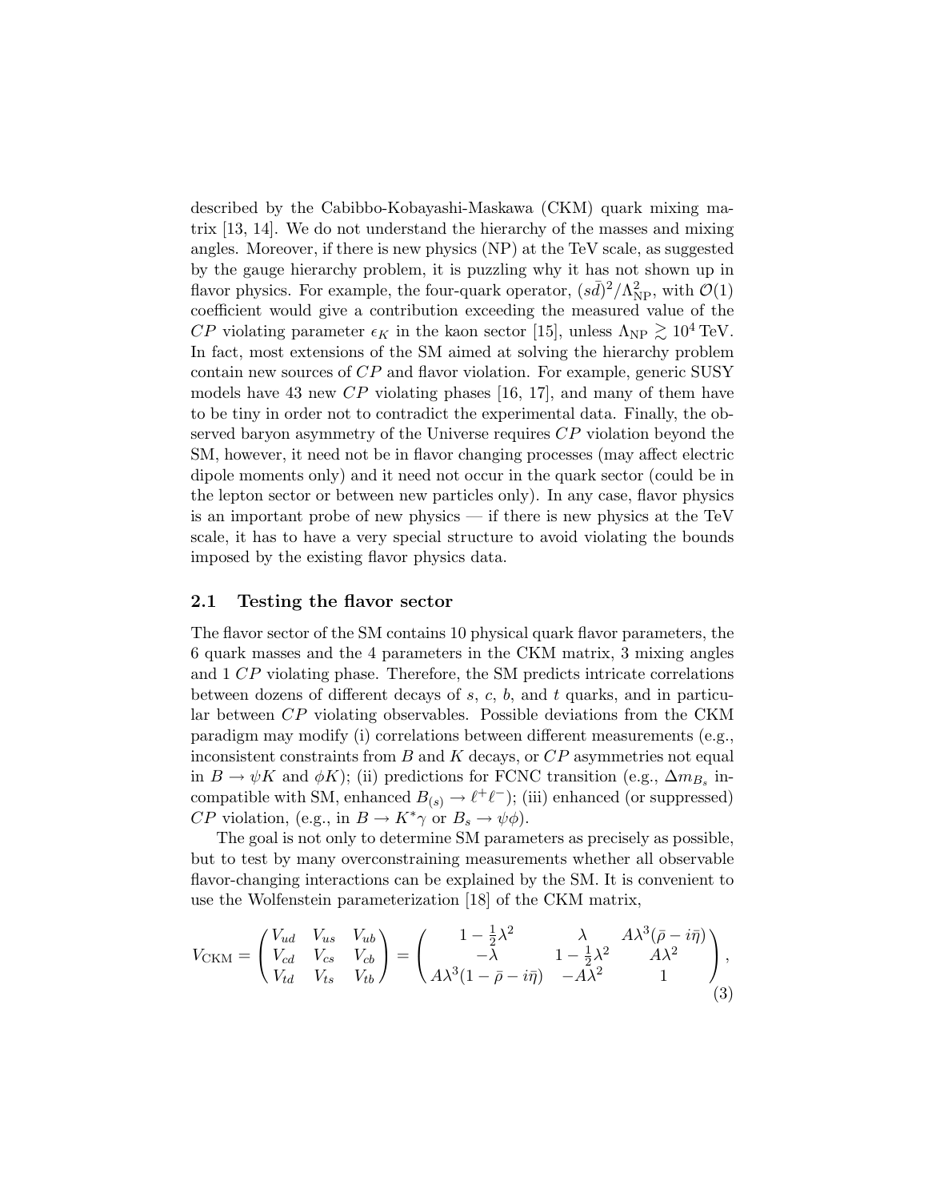described by the Cabibbo-Kobayashi-Maskawa (CKM) quark mixing matrix [13, 14]. We do not understand the hierarchy of the masses and mixing angles. Moreover, if there is new physics (NP) at the TeV scale, as suggested by the gauge hierarchy problem, it is puzzling why it has not shown up in flavor physics. For example, the four-quark operator, $(s\bar{d})^2/\Lambda_{\rm NP}^2$, with $\mathcal{O}(1)$ coefficient would give a contribution exceeding the measured value of the $CP$ violating parameter $\epsilon_K$ in the kaon sector [15], unless $\Lambda_{\rm NP} \gtrsim 10^4\,\text{TeV}$. In fact, most extensions of the SM aimed at solving the hierarchy problem contain new sources of $CP$ and flavor violation. For example, generic SUSY models have 43 new $CP$ violating phases [16, 17], and many of them have to be tiny in order not to contradict the experimental data. Finally, the observed baryon asymmetry of the Universe requires $CP$ violation beyond the SM, however, it need not be in flavor changing processes (may affect electric dipole moments only) and it need not occur in the quark sector (could be in the lepton sector or between new particles only). In any case, flavor physics is an important probe of new physics — if there is new physics at the TeV scale, it has to have a very special structure to avoid violating the bounds imposed by the existing flavor physics data.

## 2.1 Testing the flavor sector

The flavor sector of the SM contains 10 physical quark flavor parameters, the 6 quark masses and the 4 parameters in the CKM matrix, 3 mixing angles and 1 $CP$ violating phase. Therefore, the SM predicts intricate correlations between dozens of different decays of $s$, $c$, $b$, and $t$ quarks, and in particular between $CP$ violating observables. Possible deviations from the CKM paradigm may modify (i) correlations between different measurements (e.g., inconsistent constraints from $B$ and $K$ decays, or $CP$ asymmetries not equal in $B \to \psi K$ and $\phi K$); (ii) predictions for FCNC transition (e.g., $\Delta m_{B_s}$ incompatible with SM, enhanced $B_{(s)} \to \ell^+\ell^-$); (iii) enhanced (or suppressed) $CP$ violation, (e.g., in $B \to K^*\gamma$ or $B_s \to \psi\phi$).

The goal is not only to determine SM parameters as precisely as possible, but to test by many overconstraining measurements whether all observable flavor-changing interactions can be explained by the SM. It is convenient to use the Wolfenstein parameterization [18] of the CKM matrix,

$$
V_{\rm CKM} = \begin{pmatrix} V_{ud} & V_{us} & V_{ub} \\ V_{cd} & V_{cs} & V_{cb} \\ V_{td} & V_{ts} & V_{tb} \end{pmatrix} = \begin{pmatrix} 1-\frac{1}{2}\lambda^2 & \lambda & A\lambda^3(\bar{\rho}-i\bar{\eta}) \\ -\lambda & 1-\frac{1}{2}\lambda^2 & A\lambda^2 \\ A\lambda^3(1-\bar{\rho}-i\bar{\eta}) & -A\lambda^2 & 1 \end{pmatrix}, \tag{3}
$$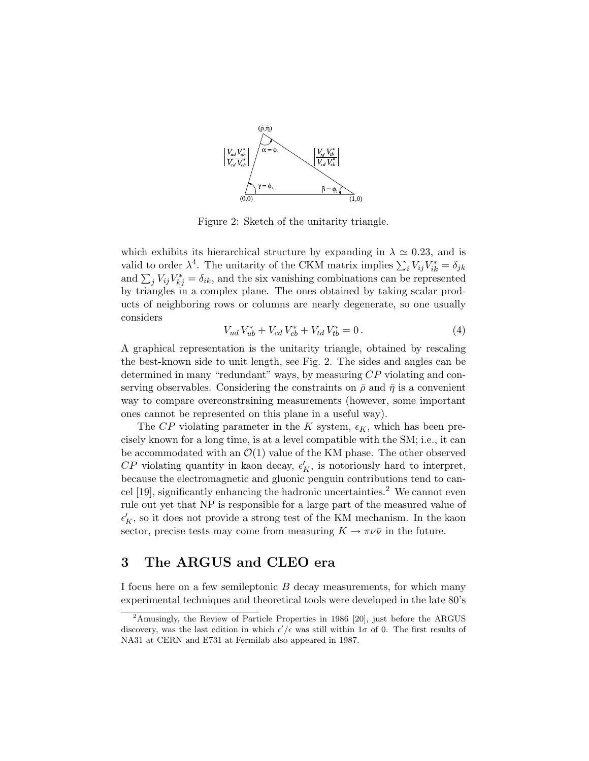Figure 2: Sketch of the unitarity triangle.

which exhibits its hierarchical structure by expanding in $\lambda \simeq 0.23$, and is valid to order $\lambda^4$. The unitarity of the CKM matrix implies $\sum_i V_{ij} V_{ik}^* = \delta_{jk}$ and $\sum_j V_{ij} V_{kj}^* = \delta_{ik}$, and the six vanishing combinations can be represented by triangles in a complex plane. The ones obtained by taking scalar products of neighboring rows or columns are nearly degenerate, so one usually considers

$$V_{ud}\, V_{ub}^* + V_{cd}\, V_{cb}^* + V_{td}\, V_{tb}^* = 0\,. \tag{4}$$

A graphical representation is the unitarity triangle, obtained by rescaling the best-known side to unit length, see Fig. 2. The sides and angles can be determined in many "redundant" ways, by measuring $CP$ violating and conserving observables. Considering the constraints on $\bar\rho$ and $\bar\eta$ is a convenient way to compare overconstraining measurements (however, some important ones cannot be represented on this plane in a useful way).

The $CP$ violating parameter in the $K$ system, $\epsilon_K$, which has been precisely known for a long time, is at a level compatible with the SM; i.e., it can be accommodated with an $\mathcal{O}(1)$ value of the KM phase. The other observed $CP$ violating quantity in kaon decay, $\epsilon'_K$, is notoriously hard to interpret, because the electromagnetic and gluonic penguin contributions tend to cancel [19], significantly enhancing the hadronic uncertainties.[2] We cannot even rule out yet that NP is responsible for a large part of the measured value of $\epsilon'_K$, so it does not provide a strong test of the KM mechanism. In the kaon sector, precise tests may come from measuring $K \to \pi\nu\bar\nu$ in the future.

## 3 The ARGUS and CLEO era

I focus here on a few semileptonic $B$ decay measurements, for which many experimental techniques and theoretical tools were developed in the late 80's

[2] Amusingly, the Review of Particle Properties in 1986 [20], just before the ARGUS discovery, was the last edition in which $\epsilon'/\epsilon$ was still within $1\sigma$ of 0. The first results of NA31 at CERN and E731 at Fermilab also appeared in 1987.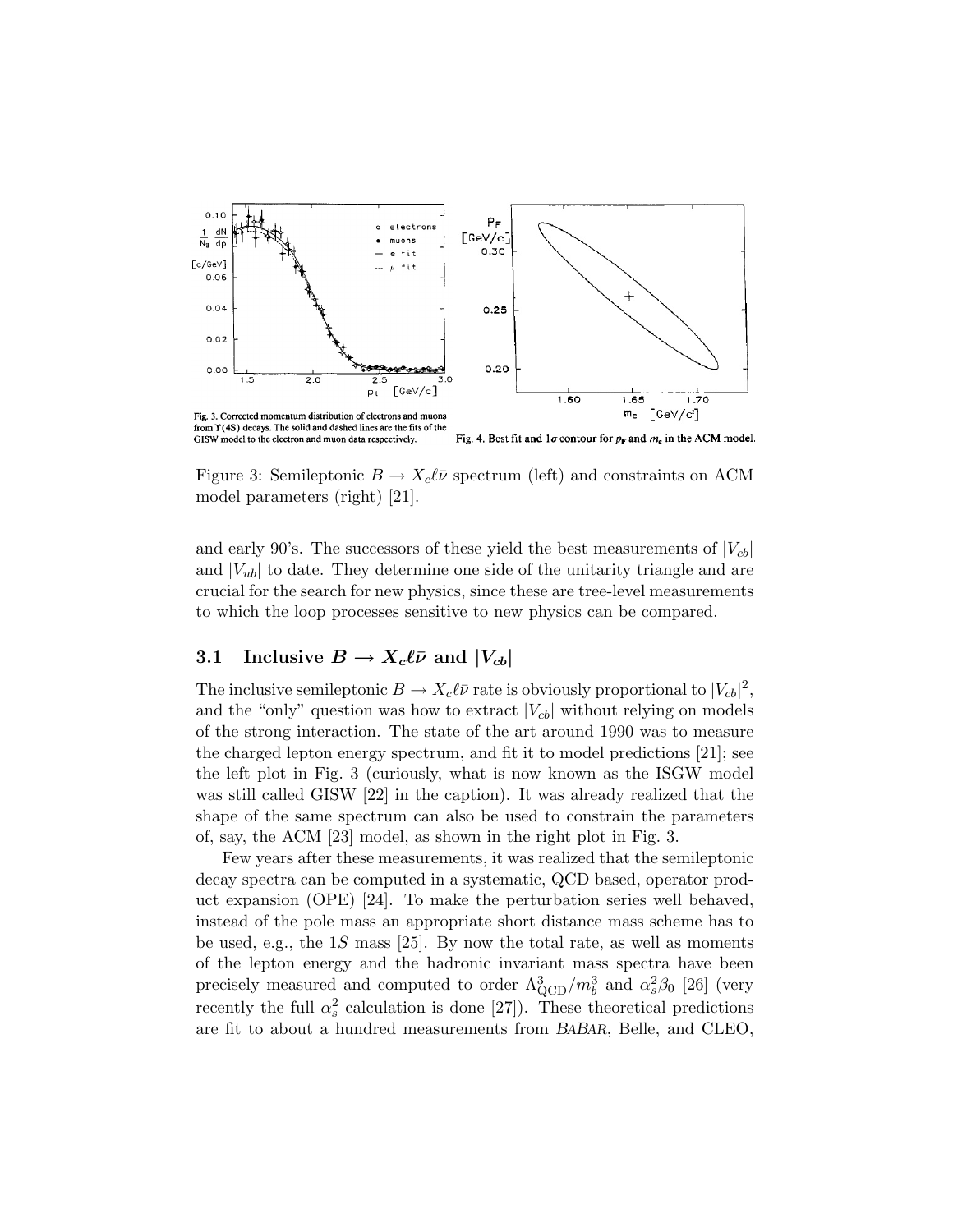Fig. 3. Corrected momentum distribution of electrons and muons from Υ(4S) decays. The solid and dashed lines are the fits of the GISW model to the electron and muon data respectively.

Fig. 4. Best fit and 1σ contour for $p_F$ and $m_c$ in the ACM model.

Figure 3: Semileptonic $B \to X_c \ell \bar{\nu}$ spectrum (left) and constraints on ACM model parameters (right) [21].

and early 90's. The successors of these yield the best measurements of $|V_{cb}|$ and $|V_{ub}|$ to date. They determine one side of the unitarity triangle and are crucial for the search for new physics, since these are tree-level measurements to which the loop processes sensitive to new physics can be compared.

### 3.1 Inclusive $B \to X_c \ell \bar{\nu}$ and $|V_{cb}|$

The inclusive semileptonic $B \to X_c \ell \bar{\nu}$ rate is obviously proportional to $|V_{cb}|^2$, and the "only" question was how to extract $|V_{cb}|$ without relying on models of the strong interaction. The state of the art around 1990 was to measure the charged lepton energy spectrum, and fit it to model predictions [21]; see the left plot in Fig. 3 (curiously, what is now known as the ISGW model was still called GISW [22] in the caption). It was already realized that the shape of the same spectrum can also be used to constrain the parameters of, say, the ACM [23] model, as shown in the right plot in Fig. 3.

Few years after these measurements, it was realized that the semileptonic decay spectra can be computed in a systematic, QCD based, operator product expansion (OPE) [24]. To make the perturbation series well behaved, instead of the pole mass an appropriate short distance mass scheme has to be used, e.g., the $1S$ mass [25]. By now the total rate, as well as moments of the lepton energy and the hadronic invariant mass spectra have been precisely measured and computed to order $\Lambda_{\rm QCD}^3/m_b^3$ and $\alpha_s^2 \beta_0$ [26] (very recently the full $\alpha_s^2$ calculation is done [27]). These theoretical predictions are fit to about a hundred measurements from *BABAR*, Belle, and CLEO,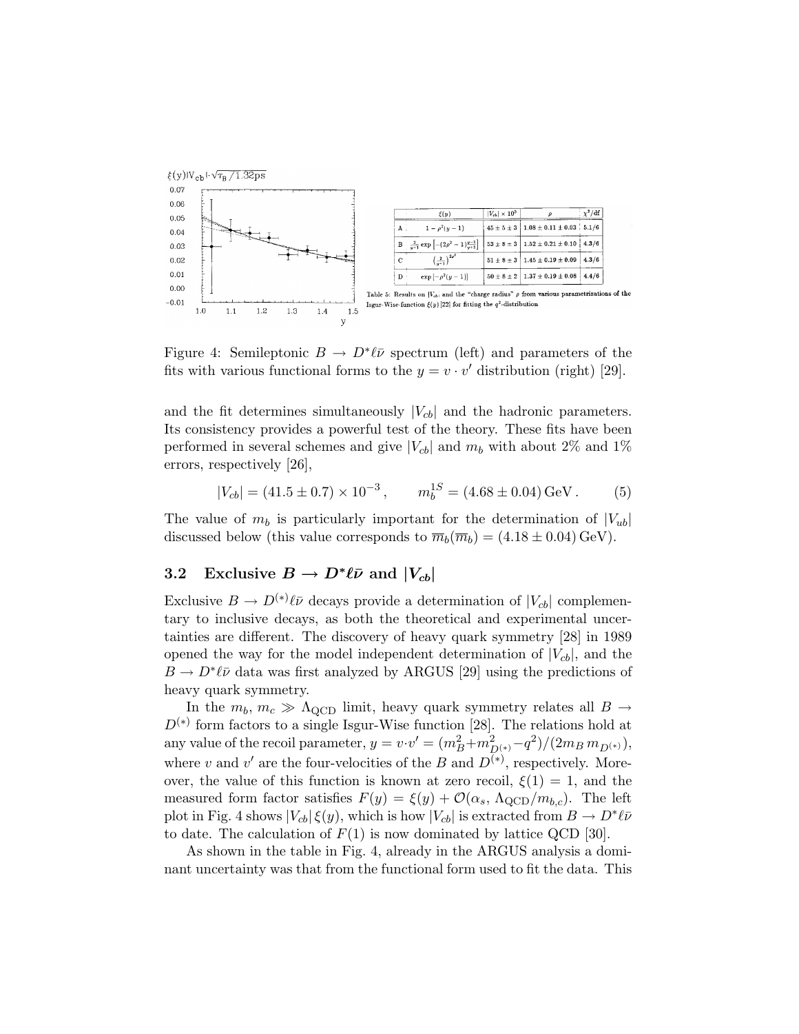| | $\xi(y)$ | $\lvert V_{cb}\rvert \times 10^3$ | $\rho$ | $\chi^2$/df |
|---|---|---|---|---|
| A | $1-\rho^2(y-1)$ | $45 \pm 5 \pm 3$ | $1.08 \pm 0.11 \pm 0.03$ | 5.1/6 |
| B | $\frac{2}{y+1}\exp\left[-(2\rho^2-1)\frac{y-1}{y+1}\right]$ | $53 \pm 8 \pm 3$ | $1.52 \pm 0.21 \pm 0.10$ | 4.3/6 |
| C | $\left(\frac{2}{y+1}\right)^{2\rho^2}$ | $51 \pm 8 \pm 3$ | $1.45 \pm 0.19 \pm 0.09$ | 4.3/6 |
| D | $\exp\left[-\rho^2(y-1)\right]$ | $50 \pm 8 \pm 2$ | $1.37 \pm 0.19 \pm 0.08$ | 4.4/6 |

Table 5: Results on $|V_{cb}|$ and the "charge radius" $\rho$ from various parametrizations of the Isgur-Wise-function $\xi(y)$ [22] for fitting the $q^2$-distribution

Figure 4: Semileptonic $B \to D^*\ell\bar{\nu}$ spectrum (left) and parameters of the fits with various functional forms to the $y = v \cdot v'$ distribution (right) [29].

and the fit determines simultaneously $|V_{cb}|$ and the hadronic parameters. Its consistency provides a powerful test of the theory. These fits have been performed in several schemes and give $|V_{cb}|$ and $m_b$ with about 2% and 1% errors, respectively [26],

$$|V_{cb}| = (41.5 \pm 0.7) \times 10^{-3}\,, \qquad m_b^{1S} = (4.68 \pm 0.04)\,\text{GeV}\,. \tag{5}$$

The value of $m_b$ is particularly important for the determination of $|V_{ub}|$ discussed below (this value corresponds to $\overline{m}_b(\overline{m}_b) = (4.18 \pm 0.04)\,\text{GeV}$).

### 3.2 Exclusive $B \to D^*\ell\bar{\nu}$ and $|V_{cb}|$

Exclusive $B \to D^{(*)}\ell\bar{\nu}$ decays provide a determination of $|V_{cb}|$ complementary to inclusive decays, as both the theoretical and experimental uncertainties are different. The discovery of heavy quark symmetry [28] in 1989 opened the way for the model independent determination of $|V_{cb}|$, and the $B \to D^*\ell\bar{\nu}$ data was first analyzed by ARGUS [29] using the predictions of heavy quark symmetry.

In the $m_b$, $m_c \gg \Lambda_{\text{QCD}}$ limit, heavy quark symmetry relates all $B \to D^{(*)}$ form factors to a single Isgur-Wise function [28]. The relations hold at any value of the recoil parameter, $y = v\cdot v' = (m_B^2 + m_{D^{(*)}}^2 - q^2)/(2m_B\, m_{D^{(*)}})$, where $v$ and $v'$ are the four-velocities of the $B$ and $D^{(*)}$, respectively. Moreover, the value of this function is known at zero recoil, $\xi(1) = 1$, and the measured form factor satisfies $F(y) = \xi(y) + \mathcal{O}(\alpha_s,\, \Lambda_{\text{QCD}}/m_{b,c})$. The left plot in Fig. 4 shows $|V_{cb}|\,\xi(y)$, which is how $|V_{cb}|$ is extracted from $B \to D^*\ell\bar{\nu}$ to date. The calculation of $F(1)$ is now dominated by lattice QCD [30].

As shown in the table in Fig. 4, already in the ARGUS analysis a dominant uncertainty was that from the functional form used to fit the data. This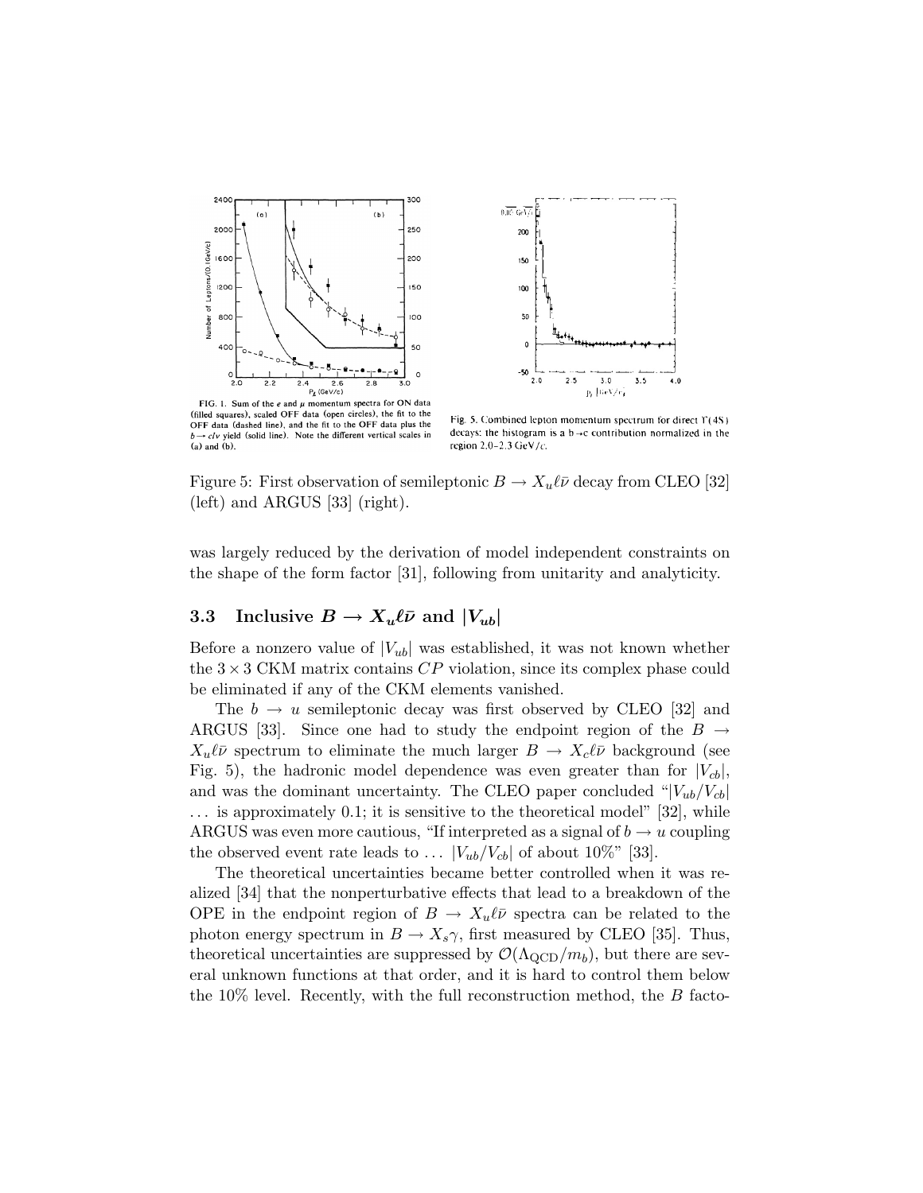FIG. 1. Sum of the $e$ and $\mu$ momentum spectra for ON data (filled squares), scaled OFF data (open circles), the fit to the OFF data (dashed line), and the fit to the OFF data plus the $b \to c l \nu$ yield (solid line). Note the different vertical scales in (a) and (b).

Fig. 5. Combined lepton momentum spectrum for direct $\Upsilon(4S)$ decays: the histogram is a $b \to c$ contribution normalized in the region 2.0–2.3 GeV/c.

Figure 5: First observation of semileptonic $B \to X_u \ell \bar\nu$ decay from CLEO [32] (left) and ARGUS [33] (right).

was largely reduced by the derivation of model independent constraints on the shape of the form factor [31], following from unitarity and analyticity.

### 3.3 Inclusive $B \to X_u \ell \bar\nu$ and $|V_{ub}|$

Before a nonzero value of $|V_{ub}|$ was established, it was not known whether the $3 \times 3$ CKM matrix contains $CP$ violation, since its complex phase could be eliminated if any of the CKM elements vanished.

The $b \to u$ semileptonic decay was first observed by CLEO [32] and ARGUS [33]. Since one had to study the endpoint region of the $B \to X_u \ell \bar\nu$ spectrum to eliminate the much larger $B \to X_c \ell \bar\nu$ background (see Fig. 5), the hadronic model dependence was even greater than for $|V_{cb}|$, and was the dominant uncertainty. The CLEO paper concluded "$|V_{ub}/V_{cb}|$ ... is approximately 0.1; it is sensitive to the theoretical model" [32], while ARGUS was even more cautious, "If interpreted as a signal of $b \to u$ coupling the observed event rate leads to ... $|V_{ub}/V_{cb}|$ of about 10%" [33].

The theoretical uncertainties became better controlled when it was realized [34] that the nonperturbative effects that lead to a breakdown of the OPE in the endpoint region of $B \to X_u \ell \bar\nu$ spectra can be related to the photon energy spectrum in $B \to X_s \gamma$, first measured by CLEO [35]. Thus, theoretical uncertainties are suppressed by $\mathcal{O}(\Lambda_{\rm QCD}/m_b)$, but there are several unknown functions at that order, and it is hard to control them below the 10% level. Recently, with the full reconstruction method, the $B$ facto-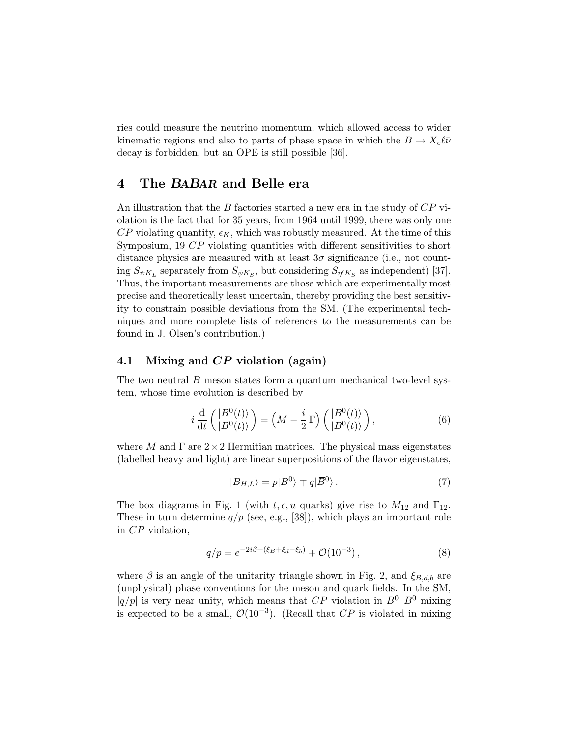ries could measure the neutrino momentum, which allowed access to wider kinematic regions and also to parts of phase space in which the $B \to X_c \ell \bar{\nu}$ decay is forbidden, but an OPE is still possible [36].

## 4 The *BABAR* and Belle era

An illustration that the $B$ factories started a new era in the study of $CP$ violation is the fact that for 35 years, from 1964 until 1999, there was only one $CP$ violating quantity, $\epsilon_K$, which was robustly measured. At the time of this Symposium, 19 $CP$ violating quantities with different sensitivities to short distance physics are measured with at least $3\sigma$ significance (i.e., not counting $S_{\psi K_L}$ separately from $S_{\psi K_S}$, but considering $S_{\eta' K_S}$ as independent) [37]. Thus, the important measurements are those which are experimentally most precise and theoretically least uncertain, thereby providing the best sensitivity to constrain possible deviations from the SM. (The experimental techniques and more complete lists of references to the measurements can be found in J. Olsen's contribution.)

### 4.1 Mixing and $CP$ violation (again)

The two neutral $B$ meson states form a quantum mechanical two-level system, whose time evolution is described by

$$i \frac{\mathrm{d}}{\mathrm{d}t} \begin{pmatrix} |B^0(t)\rangle \\ |\overline{B}^0(t)\rangle \end{pmatrix} = \Big( M - \frac{i}{2}\,\Gamma \Big) \begin{pmatrix} |B^0(t)\rangle \\ |\overline{B}^0(t)\rangle \end{pmatrix}, \tag{6}$$

where $M$ and $\Gamma$ are $2 \times 2$ Hermitian matrices. The physical mass eigenstates (labelled heavy and light) are linear superpositions of the flavor eigenstates,

$$|B_{H,L}\rangle = p|B^0\rangle \mp q|\overline{B}^0\rangle \,. \tag{7}$$

The box diagrams in Fig. 1 (with $t, c, u$ quarks) give rise to $M_{12}$ and $\Gamma_{12}$. These in turn determine $q/p$ (see, e.g., [38]), which plays an important role in $CP$ violation,

$$q/p = e^{-2i\beta + (\xi_B + \xi_d - \xi_b)} + \mathcal{O}(10^{-3})\,, \tag{8}$$

where $\beta$ is an angle of the unitarity triangle shown in Fig. 2, and $\xi_{B,d,b}$ are (unphysical) phase conventions for the meson and quark fields. In the SM, $|q/p|$ is very near unity, which means that $CP$ violation in $B^0$–$\overline{B}^0$ mixing is expected to be a small, $\mathcal{O}(10^{-3})$. (Recall that $CP$ is violated in mixing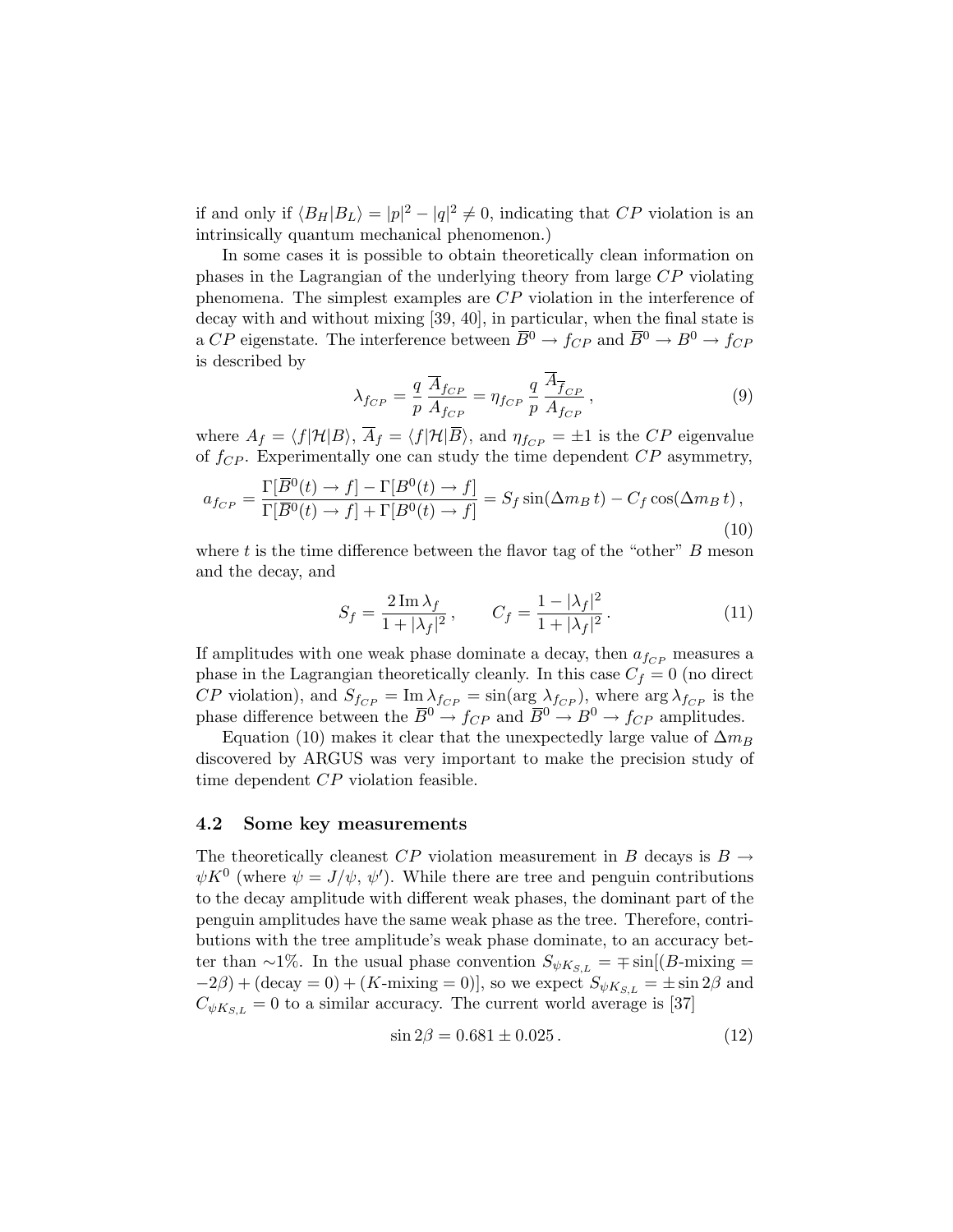if and only if $\langle B_H | B_L \rangle = |p|^2 - |q|^2 \neq 0$, indicating that $CP$ violation is an intrinsically quantum mechanical phenomenon.)

In some cases it is possible to obtain theoretically clean information on phases in the Lagrangian of the underlying theory from large $CP$ violating phenomena. The simplest examples are $CP$ violation in the interference of decay with and without mixing [39, 40], in particular, when the final state is a $CP$ eigenstate. The interference between $\overline{B}^0 \to f_{CP}$ and $\overline{B}^0 \to B^0 \to f_{CP}$ is described by

$$\lambda_{f_{CP}} = \frac{q}{p}\, \frac{\overline{A}_{f_{CP}}}{A_{f_{CP}}} = \eta_{f_{CP}}\, \frac{q}{p}\, \frac{\overline{A}_{\overline{f}_{CP}}}{A_{f_{CP}}}\,, \tag{9}$$

where $A_f = \langle f | \mathcal{H} | B \rangle$, $\overline{A}_f = \langle f | \mathcal{H} | \overline{B} \rangle$, and $\eta_{f_{CP}} = \pm 1$ is the $CP$ eigenvalue of $f_{CP}$. Experimentally one can study the time dependent $CP$ asymmetry,

$$a_{f_{CP}} = \frac{\Gamma[\overline{B}^0(t) \to f] - \Gamma[B^0(t) \to f]}{\Gamma[\overline{B}^0(t) \to f] + \Gamma[B^0(t) \to f]} = S_f \sin(\Delta m_B\, t) - C_f \cos(\Delta m_B\, t)\,, \tag{10}$$

where $t$ is the time difference between the flavor tag of the "other" $B$ meson and the decay, and

$$S_f = \frac{2\, \mathrm{Im}\, \lambda_f}{1 + |\lambda_f|^2}\,, \qquad C_f = \frac{1 - |\lambda_f|^2}{1 + |\lambda_f|^2}\,. \tag{11}$$

If amplitudes with one weak phase dominate a decay, then $a_{f_{CP}}$ measures a phase in the Lagrangian theoretically cleanly. In this case $C_f = 0$ (no direct $CP$ violation), and $S_{f_{CP}} = \mathrm{Im}\, \lambda_{f_{CP}} = \sin(\arg \lambda_{f_{CP}})$, where $\arg \lambda_{f_{CP}}$ is the phase difference between the $\overline{B}^0 \to f_{CP}$ and $\overline{B}^0 \to B^0 \to f_{CP}$ amplitudes.

Equation (10) makes it clear that the unexpectedly large value of $\Delta m_B$ discovered by ARGUS was very important to make the precision study of time dependent $CP$ violation feasible.

### 4.2 Some key measurements

The theoretically cleanest $CP$ violation measurement in $B$ decays is $B \to \psi K^0$ (where $\psi = J/\psi,\, \psi'$). While there are tree and penguin contributions to the decay amplitude with different weak phases, the dominant part of the penguin amplitudes have the same weak phase as the tree. Therefore, contributions with the tree amplitude's weak phase dominate, to an accuracy better than $\sim$1%. In the usual phase convention $S_{\psi K_{S,L}} = \mp \sin[(B\text{-mixing} = -2\beta) + (\text{decay} = 0) + (K\text{-mixing} = 0)]$, so we expect $S_{\psi K_{S,L}} = \pm \sin 2\beta$ and $C_{\psi K_{S,L}} = 0$ to a similar accuracy. The current world average is [37]

$$\sin 2\beta = 0.681 \pm 0.025\,. \tag{12}$$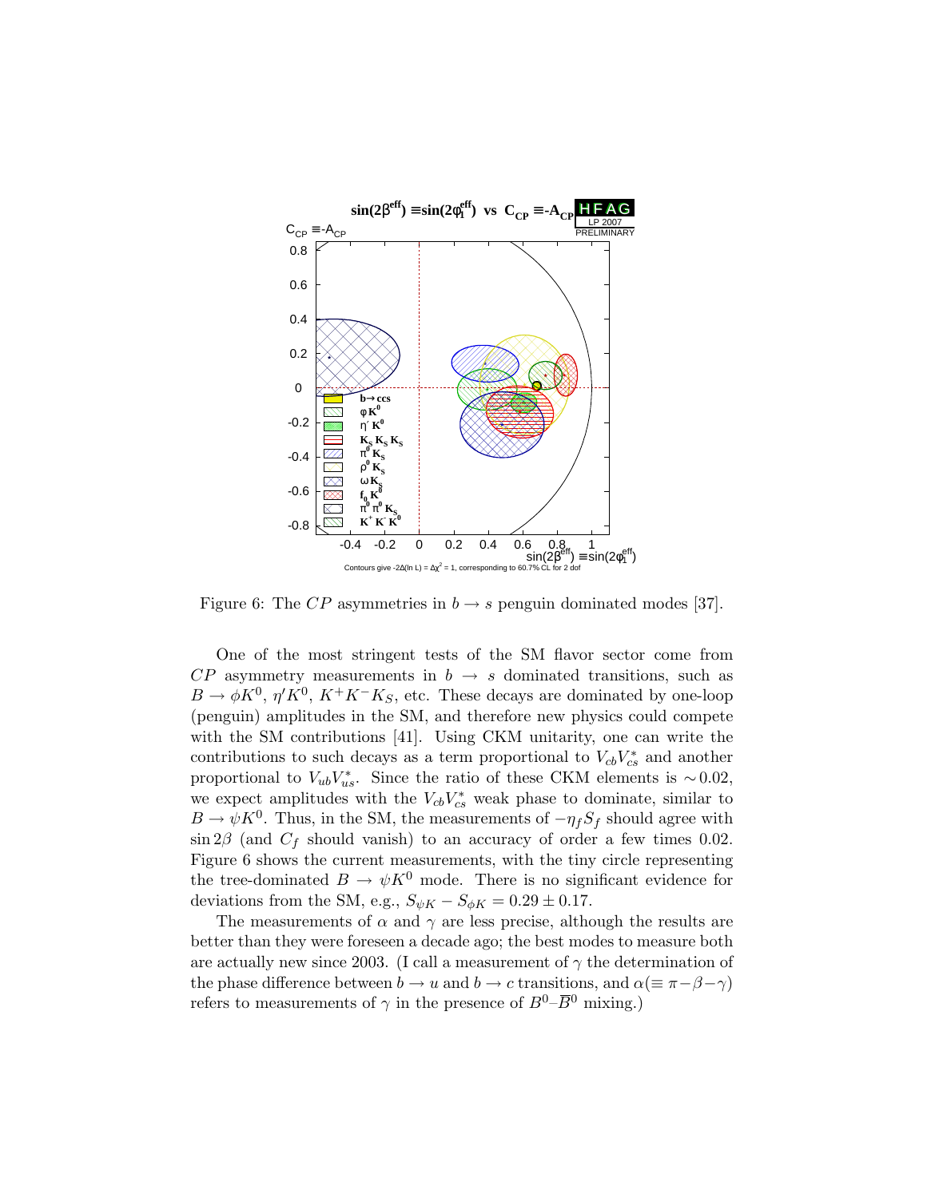Figure 6: The $CP$ asymmetries in $b \to s$ penguin dominated modes [37].

One of the most stringent tests of the SM flavor sector come from $CP$ asymmetry measurements in $b \to s$ dominated transitions, such as $B \to \phi K^0$, $\eta' K^0$, $K^+K^-K_S$, etc. These decays are dominated by one-loop (penguin) amplitudes in the SM, and therefore new physics could compete with the SM contributions [41]. Using CKM unitarity, one can write the contributions to such decays as a term proportional to $V_{cb}V_{cs}^*$ and another proportional to $V_{ub}V_{us}^*$. Since the ratio of these CKM elements is $\sim 0.02$, we expect amplitudes with the $V_{cb}V_{cs}^*$ weak phase to dominate, similar to $B \to \psi K^0$. Thus, in the SM, the measurements of $-\eta_f S_f$ should agree with $\sin 2\beta$ (and $C_f$ should vanish) to an accuracy of order a few times 0.02. Figure 6 shows the current measurements, with the tiny circle representing the tree-dominated $B \to \psi K^0$ mode. There is no significant evidence for deviations from the SM, e.g., $S_{\psi K} - S_{\phi K} = 0.29 \pm 0.17$.

The measurements of $\alpha$ and $\gamma$ are less precise, although the results are better than they were foreseen a decade ago; the best modes to measure both are actually new since 2003. (I call a measurement of $\gamma$ the determination of the phase difference between $b \to u$ and $b \to c$ transitions, and $\alpha (\equiv \pi - \beta - \gamma)$ refers to measurements of $\gamma$ in the presence of $B^0$–$\overline{B}^0$ mixing.)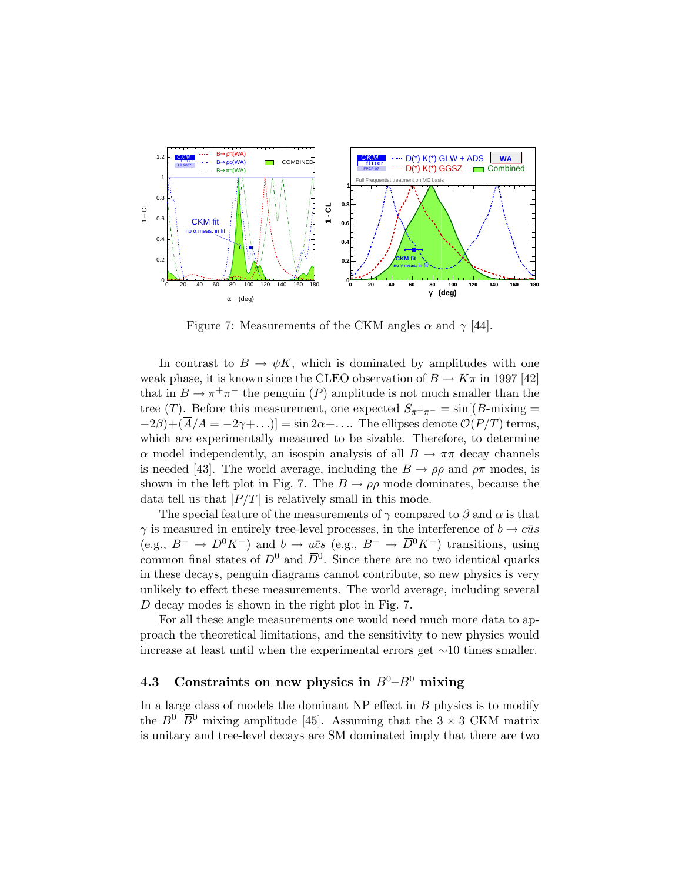Figure 7: Measurements of the CKM angles $\alpha$ and $\gamma$ [44].

In contrast to $B \to \psi K$, which is dominated by amplitudes with one weak phase, it is known since the CLEO observation of $B \to K\pi$ in 1997 [42] that in $B \to \pi^+\pi^-$ the penguin ($P$) amplitude is not much smaller than the tree ($T$). Before this measurement, one expected $S_{\pi^+\pi^-} = \sin[(B\text{-mixing} = -2\beta) + (\overline{A}/A = -2\gamma + \ldots)] = \sin 2\alpha + \ldots$. The ellipses denote $\mathcal{O}(P/T)$ terms, which are experimentally measured to be sizable. Therefore, to determine $\alpha$ model independently, an isospin analysis of all $B \to \pi\pi$ decay channels is needed [43]. The world average, including the $B \to \rho\rho$ and $\rho\pi$ modes, is shown in the left plot in Fig. 7. The $B \to \rho\rho$ mode dominates, because the data tell us that $|P/T|$ is relatively small in this mode.

The special feature of the measurements of $\gamma$ compared to $\beta$ and $\alpha$ is that $\gamma$ is measured in entirely tree-level processes, in the interference of $b \to c\bar{u}s$ (e.g., $B^- \to D^0 K^-$) and $b \to u\bar{c}s$ (e.g., $B^- \to \overline{D}^0 K^-$) transitions, using common final states of $D^0$ and $\overline{D}^0$. Since there are no two identical quarks in these decays, penguin diagrams cannot contribute, so new physics is very unlikely to effect these measurements. The world average, including several $D$ decay modes is shown in the right plot in Fig. 7.

For all these angle measurements one would need much more data to approach the theoretical limitations, and the sensitivity to new physics would increase at least until when the experimental errors get $\sim$10 times smaller.

### 4.3 Constraints on new physics in $B^0$–$\overline{B}^0$ mixing

In a large class of models the dominant NP effect in $B$ physics is to modify the $B^0$–$\overline{B}^0$ mixing amplitude [45]. Assuming that the $3 \times 3$ CKM matrix is unitary and tree-level decays are SM dominated imply that there are two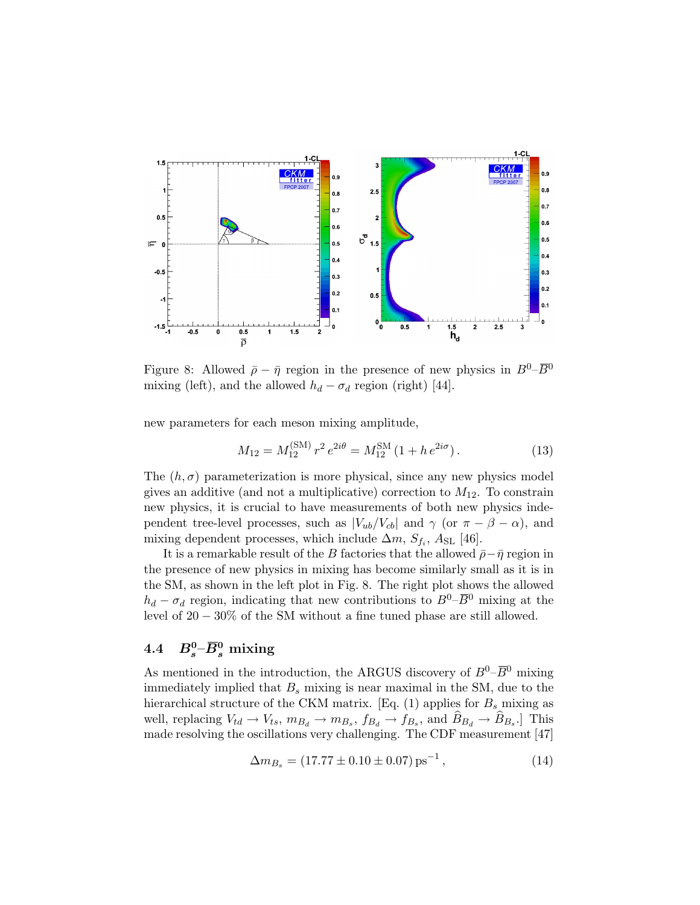Figure 8: Allowed $\bar{\rho} - \bar{\eta}$ region in the presence of new physics in $B^0$–$\overline{B}^0$ mixing (left), and the allowed $h_d - \sigma_d$ region (right) [44].

new parameters for each meson mixing amplitude,

$$M_{12} = M_{12}^{(\mathrm{SM})}\, r^2\, e^{2i\theta} = M_{12}^{\mathrm{SM}}\, (1 + h\, e^{2i\sigma})\,. \tag{13}$$

The $(h, \sigma)$ parameterization is more physical, since any new physics model gives an additive (and not a multiplicative) correction to $M_{12}$. To constrain new physics, it is crucial to have measurements of both new physics independent tree-level processes, such as $|V_{ub}/V_{cb}|$ and $\gamma$ (or $\pi - \beta - \alpha$), and mixing dependent processes, which include $\Delta m$, $S_{f_i}$, $A_{\mathrm{SL}}$ [46].

It is a remarkable result of the $B$ factories that the allowed $\bar{\rho} - \bar{\eta}$ region in the presence of new physics in mixing has become similarly small as it is in the SM, as shown in the left plot in Fig. 8. The right plot shows the allowed $h_d - \sigma_d$ region, indicating that new contributions to $B^0$–$\overline{B}^0$ mixing at the level of $20 - 30\%$ of the SM without a fine tuned phase are still allowed.

### 4.4 $B_s^0$–$\overline{B}_s^0$ mixing

As mentioned in the introduction, the ARGUS discovery of $B^0$–$\overline{B}^0$ mixing immediately implied that $B_s$ mixing is near maximal in the SM, due to the hierarchical structure of the CKM matrix. [Eq. (1) applies for $B_s$ mixing as well, replacing $V_{td} \to V_{ts}$, $m_{B_d} \to m_{B_s}$, $f_{B_d} \to f_{B_s}$, and $\widehat{B}_{B_d} \to \widehat{B}_{B_s}$.] This made resolving the oscillations very challenging. The CDF measurement [47]

$$\Delta m_{B_s} = (17.77 \pm 0.10 \pm 0.07)\,\mathrm{ps}^{-1}\,, \tag{14}$$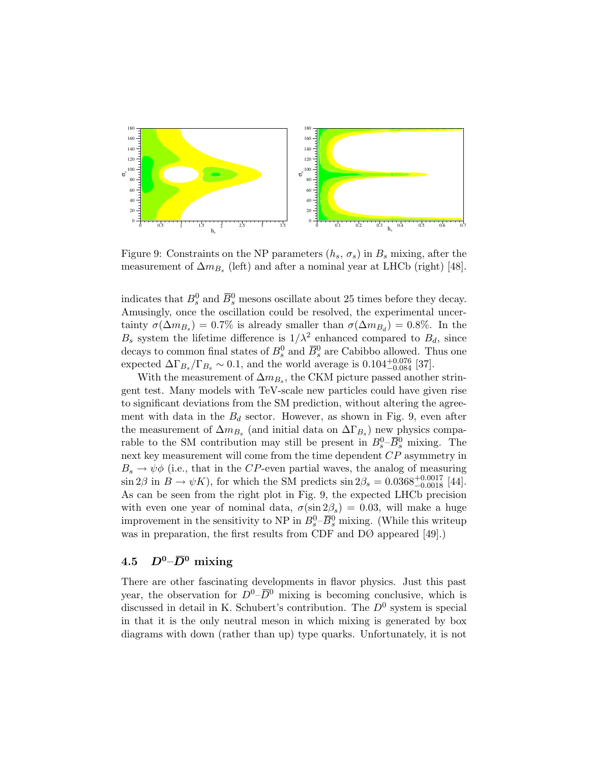Figure 9: Constraints on the NP parameters $(h_s, \sigma_s)$ in $B_s$ mixing, after the measurement of $\Delta m_{B_s}$ (left) and after a nominal year at LHCb (right) [48].

indicates that $B_s^0$ and $\overline{B}_s^0$ mesons oscillate about 25 times before they decay. Amusingly, once the oscillation could be resolved, the experimental uncertainty $\sigma(\Delta m_{B_s}) = 0.7\%$ is already smaller than $\sigma(\Delta m_{B_d}) = 0.8\%$. In the $B_s$ system the lifetime difference is $1/\lambda^2$ enhanced compared to $B_d$, since decays to common final states of $B_s^0$ and $\overline{B}_s^0$ are Cabibbo allowed. Thus one expected $\Delta\Gamma_{B_s}/\Gamma_{B_s} \sim 0.1$, and the world average is $0.104^{+0.076}_{-0.084}$ [37].

With the measurement of $\Delta m_{B_s}$, the CKM picture passed another stringent test. Many models with TeV-scale new particles could have given rise to significant deviations from the SM prediction, without altering the agreement with data in the $B_d$ sector. However, as shown in Fig. 9, even after the measurement of $\Delta m_{B_s}$ (and initial data on $\Delta\Gamma_{B_s}$) new physics comparable to the SM contribution may still be present in $B_s^0$–$\overline{B}_s^0$ mixing. The next key measurement will come from the time dependent $CP$ asymmetry in $B_s \to \psi\phi$ (i.e., that in the $CP$-even partial waves, the analog of measuring $\sin 2\beta$ in $B \to \psi K$), for which the SM predicts $\sin 2\beta_s = 0.0368^{+0.0017}_{-0.0018}$ [44]. As can be seen from the right plot in Fig. 9, the expected LHCb precision with even one year of nominal data, $\sigma(\sin 2\beta_s) = 0.03$, will make a huge improvement in the sensitivity to NP in $B_s^0$–$\overline{B}_s^0$ mixing. (While this writeup was in preparation, the first results from CDF and DØ appeared [49].)

### 4.5 $D^0$–$\overline{D}^0$ mixing

There are other fascinating developments in flavor physics. Just this past year, the observation for $D^0$–$\overline{D}^0$ mixing is becoming conclusive, which is discussed in detail in K. Schubert's contribution. The $D^0$ system is special in that it is the only neutral meson in which mixing is generated by box diagrams with down (rather than up) type quarks. Unfortunately, it is not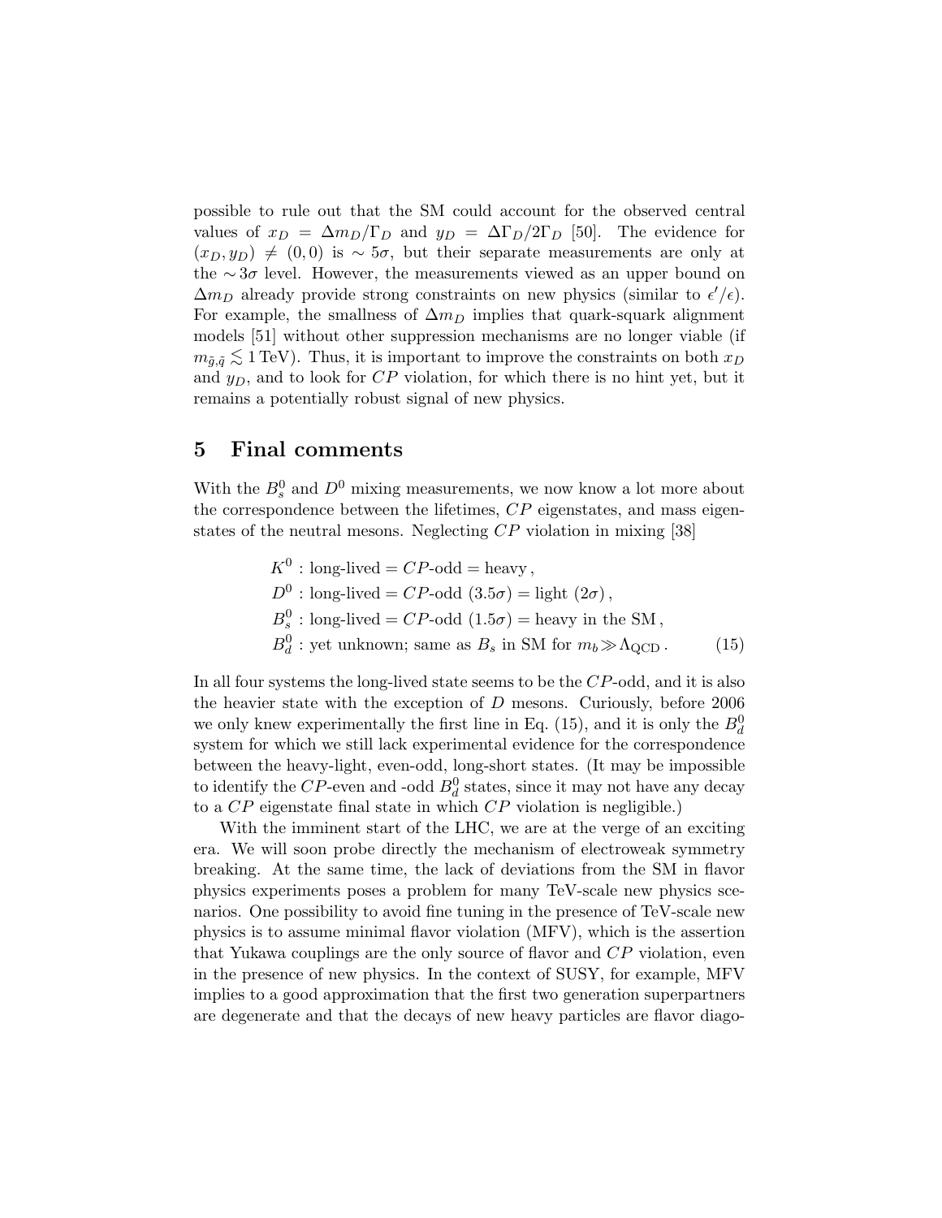possible to rule out that the SM could account for the observed central values of $x_D = \Delta m_D/\Gamma_D$ and $y_D = \Delta\Gamma_D/2\Gamma_D$ [50]. The evidence for $(x_D, y_D) \neq (0,0)$ is $\sim 5\sigma$, but their separate measurements are only at the $\sim 3\sigma$ level. However, the measurements viewed as an upper bound on $\Delta m_D$ already provide strong constraints on new physics (similar to $\epsilon'/\epsilon$). For example, the smallness of $\Delta m_D$ implies that quark-squark alignment models [51] without other suppression mechanisms are no longer viable (if $m_{\tilde{g},\tilde{q}} \lesssim 1\,\text{TeV}$). Thus, it is important to improve the constraints on both $x_D$ and $y_D$, and to look for $CP$ violation, for which there is no hint yet, but it remains a potentially robust signal of new physics.

## 5 Final comments

With the $B_s^0$ and $D^0$ mixing measurements, we now know a lot more about the correspondence between the lifetimes, $CP$ eigenstates, and mass eigenstates of the neutral mesons. Neglecting $CP$ violation in mixing [38]

$$
\begin{aligned}
&K^0 : \text{long-lived} = CP\text{-odd} = \text{heavy}\,, \\
&D^0 : \text{long-lived} = CP\text{-odd } (3.5\sigma) = \text{light } (2\sigma)\,, \\
&B_s^0 : \text{long-lived} = CP\text{-odd } (1.5\sigma) = \text{heavy in the SM}\,, \\
&B_d^0 : \text{yet unknown; same as } B_s \text{ in SM for } m_b \gg \Lambda_{\text{QCD}}\,.
\end{aligned}
\tag{15}
$$

In all four systems the long-lived state seems to be the $CP$-odd, and it is also the heavier state with the exception of $D$ mesons. Curiously, before 2006 we only knew experimentally the first line in Eq. (15), and it is only the $B_d^0$ system for which we still lack experimental evidence for the correspondence between the heavy-light, even-odd, long-short states. (It may be impossible to identify the $CP$-even and -odd $B_d^0$ states, since it may not have any decay to a $CP$ eigenstate final state in which $CP$ violation is negligible.)

With the imminent start of the LHC, we are at the verge of an exciting era. We will soon probe directly the mechanism of electroweak symmetry breaking. At the same time, the lack of deviations from the SM in flavor physics experiments poses a problem for many TeV-scale new physics scenarios. One possibility to avoid fine tuning in the presence of TeV-scale new physics is to assume minimal flavor violation (MFV), which is the assertion that Yukawa couplings are the only source of flavor and $CP$ violation, even in the presence of new physics. In the context of SUSY, for example, MFV implies to a good approximation that the first two generation superpartners are degenerate and that the decays of new heavy particles are flavor diago-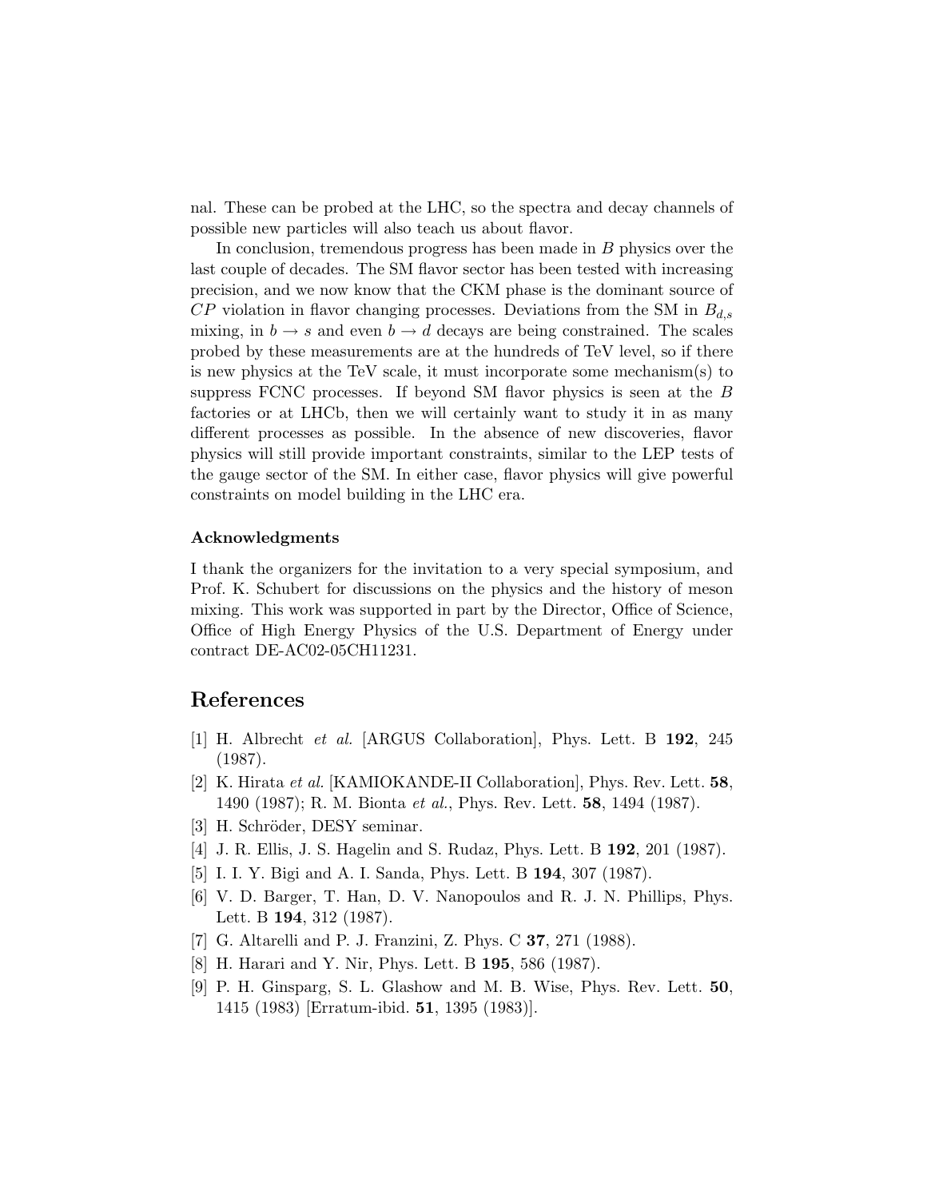nal. These can be probed at the LHC, so the spectra and decay channels of possible new particles will also teach us about flavor.

In conclusion, tremendous progress has been made in $B$ physics over the last couple of decades. The SM flavor sector has been tested with increasing precision, and we now know that the CKM phase is the dominant source of $CP$ violation in flavor changing processes. Deviations from the SM in $B_{d,s}$ mixing, in $b \to s$ and even $b \to d$ decays are being constrained. The scales probed by these measurements are at the hundreds of TeV level, so if there is new physics at the TeV scale, it must incorporate some mechanism(s) to suppress FCNC processes. If beyond SM flavor physics is seen at the $B$ factories or at LHCb, then we will certainly want to study it in as many different processes as possible. In the absence of new discoveries, flavor physics will still provide important constraints, similar to the LEP tests of the gauge sector of the SM. In either case, flavor physics will give powerful constraints on model building in the LHC era.

### Acknowledgments

I thank the organizers for the invitation to a very special symposium, and Prof. K. Schubert for discussions on the physics and the history of meson mixing. This work was supported in part by the Director, Office of Science, Office of High Energy Physics of the U.S. Department of Energy under contract DE-AC02-05CH11231.

## References

[1] H. Albrecht *et al.* [ARGUS Collaboration], Phys. Lett. B **192**, 245 (1987).

[2] K. Hirata *et al.* [KAMIOKANDE-II Collaboration], Phys. Rev. Lett. **58**, 1490 (1987); R. M. Bionta *et al.*, Phys. Rev. Lett. **58**, 1494 (1987).

[3] H. Schröder, DESY seminar.

[4] J. R. Ellis, J. S. Hagelin and S. Rudaz, Phys. Lett. B **192**, 201 (1987).

[5] I. I. Y. Bigi and A. I. Sanda, Phys. Lett. B **194**, 307 (1987).

[6] V. D. Barger, T. Han, D. V. Nanopoulos and R. J. N. Phillips, Phys. Lett. B **194**, 312 (1987).

[7] G. Altarelli and P. J. Franzini, Z. Phys. C **37**, 271 (1988).

[8] H. Harari and Y. Nir, Phys. Lett. B **195**, 586 (1987).

[9] P. H. Ginsparg, S. L. Glashow and M. B. Wise, Phys. Rev. Lett. **50**, 1415 (1983) [Erratum-ibid. **51**, 1395 (1983)].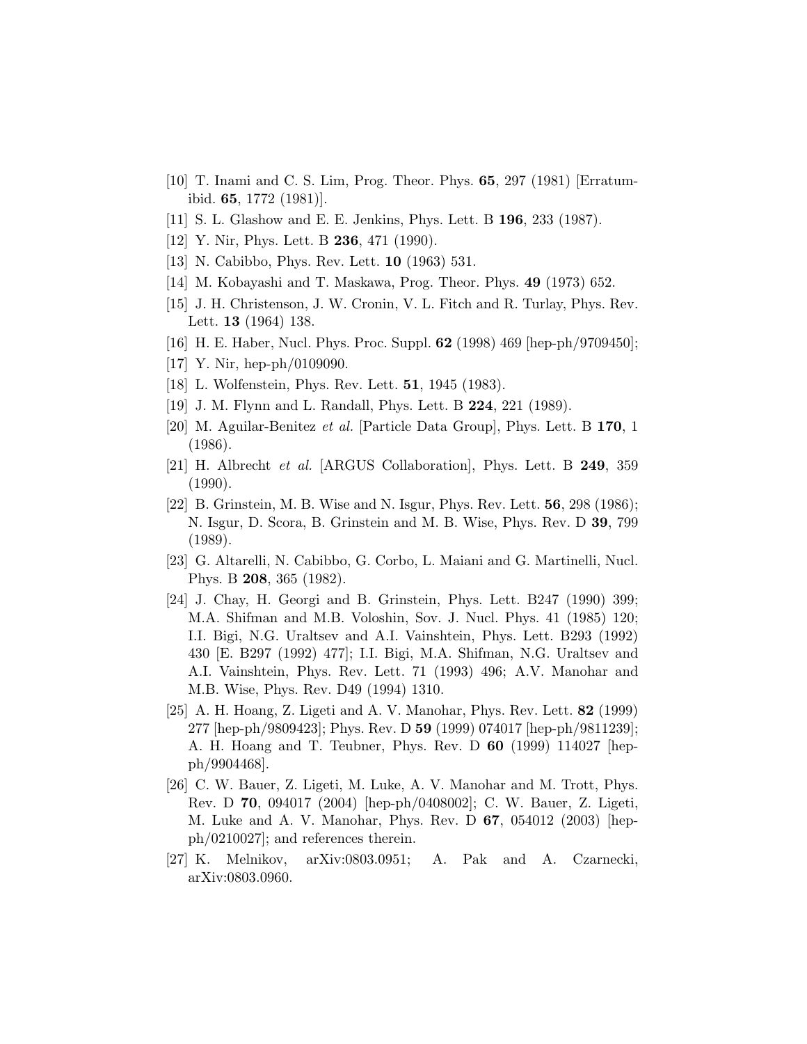[10] T. Inami and C. S. Lim, Prog. Theor. Phys. **65**, 297 (1981) [Erratum-ibid. **65**, 1772 (1981)].

[11] S. L. Glashow and E. E. Jenkins, Phys. Lett. B **196**, 233 (1987).

[12] Y. Nir, Phys. Lett. B **236**, 471 (1990).

[13] N. Cabibbo, Phys. Rev. Lett. **10** (1963) 531.

[14] M. Kobayashi and T. Maskawa, Prog. Theor. Phys. **49** (1973) 652.

[15] J. H. Christenson, J. W. Cronin, V. L. Fitch and R. Turlay, Phys. Rev. Lett. **13** (1964) 138.

[16] H. E. Haber, Nucl. Phys. Proc. Suppl. **62** (1998) 469 [hep-ph/9709450];

[17] Y. Nir, hep-ph/0109090.

[18] L. Wolfenstein, Phys. Rev. Lett. **51**, 1945 (1983).

[19] J. M. Flynn and L. Randall, Phys. Lett. B **224**, 221 (1989).

[20] M. Aguilar-Benitez *et al.* [Particle Data Group], Phys. Lett. B **170**, 1 (1986).

[21] H. Albrecht *et al.* [ARGUS Collaboration], Phys. Lett. B **249**, 359 (1990).

[22] B. Grinstein, M. B. Wise and N. Isgur, Phys. Rev. Lett. **56**, 298 (1986); N. Isgur, D. Scora, B. Grinstein and M. B. Wise, Phys. Rev. D **39**, 799 (1989).

[23] G. Altarelli, N. Cabibbo, G. Corbo, L. Maiani and G. Martinelli, Nucl. Phys. B **208**, 365 (1982).

[24] J. Chay, H. Georgi and B. Grinstein, Phys. Lett. B247 (1990) 399; M.A. Shifman and M.B. Voloshin, Sov. J. Nucl. Phys. 41 (1985) 120; I.I. Bigi, N.G. Uraltsev and A.I. Vainshtein, Phys. Lett. B293 (1992) 430 [E. B297 (1992) 477]; I.I. Bigi, M.A. Shifman, N.G. Uraltsev and A.I. Vainshtein, Phys. Rev. Lett. 71 (1993) 496; A.V. Manohar and M.B. Wise, Phys. Rev. D49 (1994) 1310.

[25] A. H. Hoang, Z. Ligeti and A. V. Manohar, Phys. Rev. Lett. **82** (1999) 277 [hep-ph/9809423]; Phys. Rev. D **59** (1999) 074017 [hep-ph/9811239]; A. H. Hoang and T. Teubner, Phys. Rev. D **60** (1999) 114027 [hep-ph/9904468].

[26] C. W. Bauer, Z. Ligeti, M. Luke, A. V. Manohar and M. Trott, Phys. Rev. D **70**, 094017 (2004) [hep-ph/0408002]; C. W. Bauer, Z. Ligeti, M. Luke and A. V. Manohar, Phys. Rev. D **67**, 054012 (2003) [hep-ph/0210027]; and references therein.

[27] K. Melnikov, arXiv:0803.0951; A. Pak and A. Czarnecki, arXiv:0803.0960.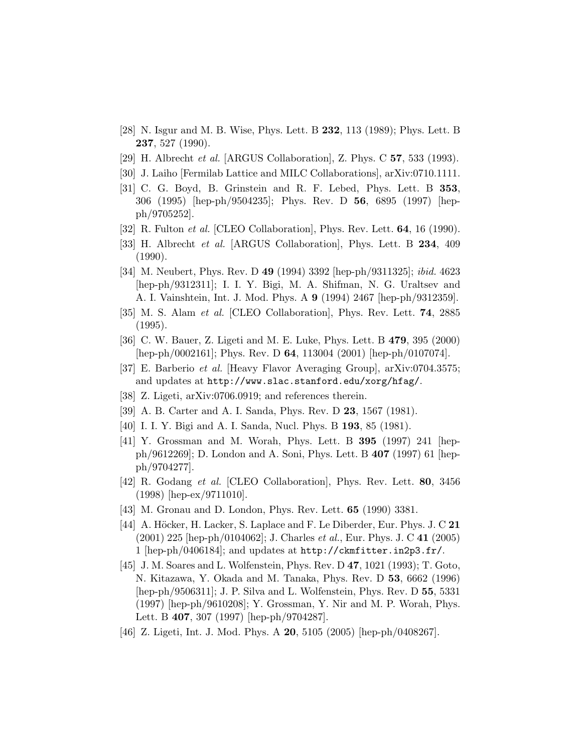[28] N. Isgur and M. B. Wise, Phys. Lett. B **232**, 113 (1989); Phys. Lett. B **237**, 527 (1990).

[29] H. Albrecht *et al.* [ARGUS Collaboration], Z. Phys. C **57**, 533 (1993).

[30] J. Laiho [Fermilab Lattice and MILC Collaborations], arXiv:0710.1111.

[31] C. G. Boyd, B. Grinstein and R. F. Lebed, Phys. Lett. B **353**, 306 (1995) [hep-ph/9504235]; Phys. Rev. D **56**, 6895 (1997) [hep-ph/9705252].

[32] R. Fulton *et al.* [CLEO Collaboration], Phys. Rev. Lett. **64**, 16 (1990).

[33] H. Albrecht *et al.* [ARGUS Collaboration], Phys. Lett. B **234**, 409 (1990).

[34] M. Neubert, Phys. Rev. D **49** (1994) 3392 [hep-ph/9311325]; *ibid.* 4623 [hep-ph/9312311]; I. I. Y. Bigi, M. A. Shifman, N. G. Uraltsev and A. I. Vainshtein, Int. J. Mod. Phys. A **9** (1994) 2467 [hep-ph/9312359].

[35] M. S. Alam *et al.* [CLEO Collaboration], Phys. Rev. Lett. **74**, 2885 (1995).

[36] C. W. Bauer, Z. Ligeti and M. E. Luke, Phys. Lett. B **479**, 395 (2000) [hep-ph/0002161]; Phys. Rev. D **64**, 113004 (2001) [hep-ph/0107074].

[37] E. Barberio *et al.* [Heavy Flavor Averaging Group], arXiv:0704.3575; and updates at `http://www.slac.stanford.edu/xorg/hfag/`.

[38] Z. Ligeti, arXiv:0706.0919; and references therein.

[39] A. B. Carter and A. I. Sanda, Phys. Rev. D **23**, 1567 (1981).

[40] I. I. Y. Bigi and A. I. Sanda, Nucl. Phys. B **193**, 85 (1981).

[41] Y. Grossman and M. Worah, Phys. Lett. B **395** (1997) 241 [hep-ph/9612269]; D. London and A. Soni, Phys. Lett. B **407** (1997) 61 [hep-ph/9704277].

[42] R. Godang *et al.* [CLEO Collaboration], Phys. Rev. Lett. **80**, 3456 (1998) [hep-ex/9711010].

[43] M. Gronau and D. London, Phys. Rev. Lett. **65** (1990) 3381.

[44] A. Höcker, H. Lacker, S. Laplace and F. Le Diberder, Eur. Phys. J. C **21** (2001) 225 [hep-ph/0104062]; J. Charles *et al.*, Eur. Phys. J. C **41** (2005) 1 [hep-ph/0406184]; and updates at `http://ckmfitter.in2p3.fr/`.

[45] J. M. Soares and L. Wolfenstein, Phys. Rev. D **47**, 1021 (1993); T. Goto, N. Kitazawa, Y. Okada and M. Tanaka, Phys. Rev. D **53**, 6662 (1996) [hep-ph/9506311]; J. P. Silva and L. Wolfenstein, Phys. Rev. D **55**, 5331 (1997) [hep-ph/9610208]; Y. Grossman, Y. Nir and M. P. Worah, Phys. Lett. B **407**, 307 (1997) [hep-ph/9704287].

[46] Z. Ligeti, Int. J. Mod. Phys. A **20**, 5105 (2005) [hep-ph/0408267].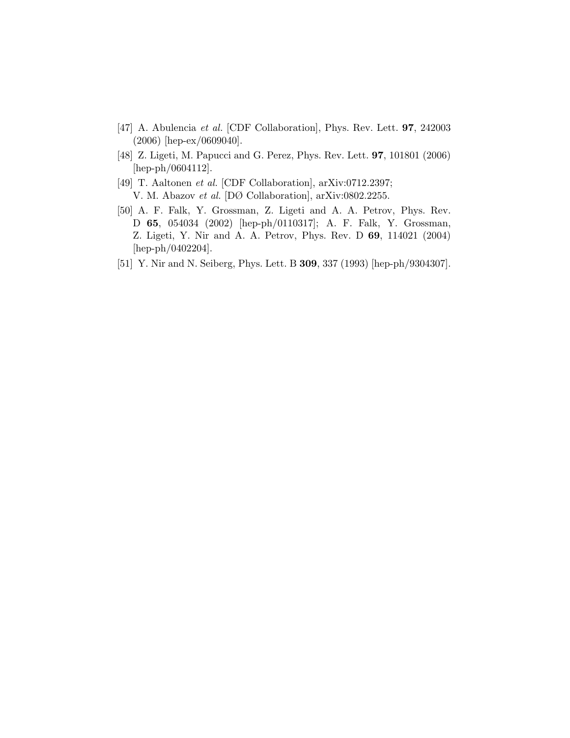[47] A. Abulencia *et al.* [CDF Collaboration], Phys. Rev. Lett. **97**, 242003 (2006) [hep-ex/0609040].

[48] Z. Ligeti, M. Papucci and G. Perez, Phys. Rev. Lett. **97**, 101801 (2006) [hep-ph/0604112].

[49] T. Aaltonen *et al.* [CDF Collaboration], arXiv:0712.2397;
V. M. Abazov *et al.* [DØ Collaboration], arXiv:0802.2255.

[50] A. F. Falk, Y. Grossman, Z. Ligeti and A. A. Petrov, Phys. Rev. D **65**, 054034 (2002) [hep-ph/0110317]; A. F. Falk, Y. Grossman, Z. Ligeti, Y. Nir and A. A. Petrov, Phys. Rev. D **69**, 114021 (2004) [hep-ph/0402204].

[51] Y. Nir and N. Seiberg, Phys. Lett. B **309**, 337 (1993) [hep-ph/9304307].